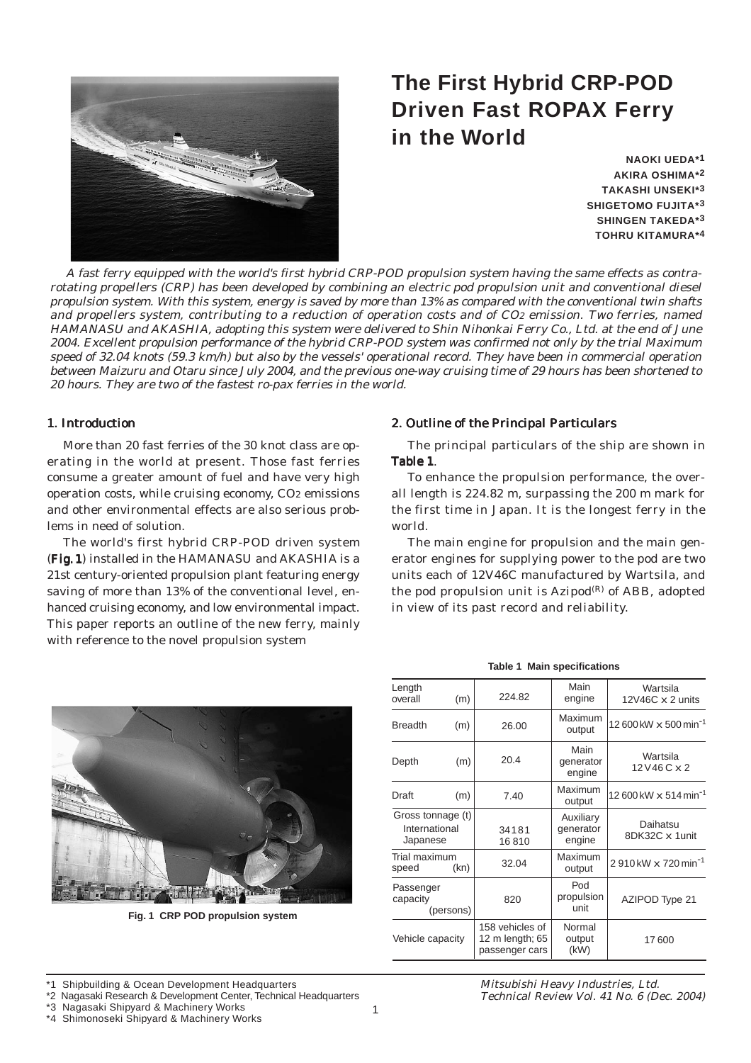# The First Hybrid CRP-POD Driven Fast ROPAX Ferry in the World

**NAOKI UEDA*[1]**
**AKIRA OSHIMA*[2]**
**TAKASHI UNSEKI*[3]**
**SHIGETOMO FUJITA*[3]**
**SHINGEN TAKEDA*[3]**
**TOHRU KITAMURA*[4]**

*A fast ferry equipped with the world's first hybrid CRP-POD propulsion system having the same effects as contra-rotating propellers (CRP) has been developed by combining an electric pod propulsion unit and conventional diesel propulsion system. With this system, energy is saved by more than 13% as compared with the conventional twin shafts and propellers system, contributing to a reduction of operation costs and of $CO_2$ emission. Two ferries, named HAMANASU and AKASHIA, adopting this system were delivered to Shin Nihonkai Ferry Co., Ltd. at the end of June 2004. Excellent propulsion performance of the hybrid CRP-POD system was confirmed not only by the trial Maximum speed of 32.04 knots (59.3 km/h) but also by the vessels' operational record. They have been in commercial operation between Maizuru and Otaru since July 2004, and the previous one-way cruising time of 29 hours has been shortened to 20 hours. They are two of the fastest ro-pax ferries in the world.*

## 1. Introduction

More than 20 fast ferries of the 30 knot class are operating in the world at present. Those fast ferries consume a greater amount of fuel and have very high operation costs, while cruising economy, $CO_2$ emissions and other environmental effects are also serious problems in need of solution.

The world's first hybrid CRP-POD driven system (**Fig. 1**) installed in the HAMANASU and AKASHIA is a 21st century-oriented propulsion plant featuring energy saving of more than 13% of the conventional level, enhanced cruising economy, and low environmental impact. This paper reports an outline of the new ferry, mainly with reference to the novel propulsion system

Fig. 1 CRP POD propulsion system

## 2. Outline of the Principal Particulars

The principal particulars of the ship are shown in **Table 1**.

To enhance the propulsion performance, the overall length is 224.82 m, surpassing the 200 m mark for the first time in Japan. It is the longest ferry in the world.

The main engine for propulsion and the main generator engines for supplying power to the pod are two units each of 12V46C manufactured by Wartsila, and the pod propulsion unit is Azipod(R) of ABB, adopted in view of its past record and reliability.

**Table 1 Main specifications**

| | | | |
|---|---|---|---|
| Length overall (m) | 224.82 | Main engine | Wartsila 12V46C × 2 units |
| Breadth (m) | 26.00 | Maximum output | 12 600 kW × 500 min$^{-1}$ |
| Depth (m) | 20.4 | Main generator engine | Wartsila 12V46C × 2 |
| Draft (m) | 7.40 | Maximum output | 12 600 kW × 514 min$^{-1}$ |
| Gross tonnage (t) International Japanese | 34181 16 810 | Auxiliary generator engine | Daihatsu 8DK32C × 1unit |
| Trial maximum speed (kn) | 32.04 | Maximum output | 2 910 kW × 720 min$^{-1}$ |
| Passenger capacity (persons) | 820 | Pod propulsion unit | AZIPOD Type 21 |
| Vehicle capacity | 158 vehicles of 12 m length; 65 passenger cars | Normal output (kW) | 17 600 |

*1 Shipbuilding & Ocean Development Headquarters
*2 Nagasaki Research & Development Center, Technical Headquarters
*3 Nagasaki Shipyard & Machinery Works
*4 Shimonoseki Shipyard & Machinery Works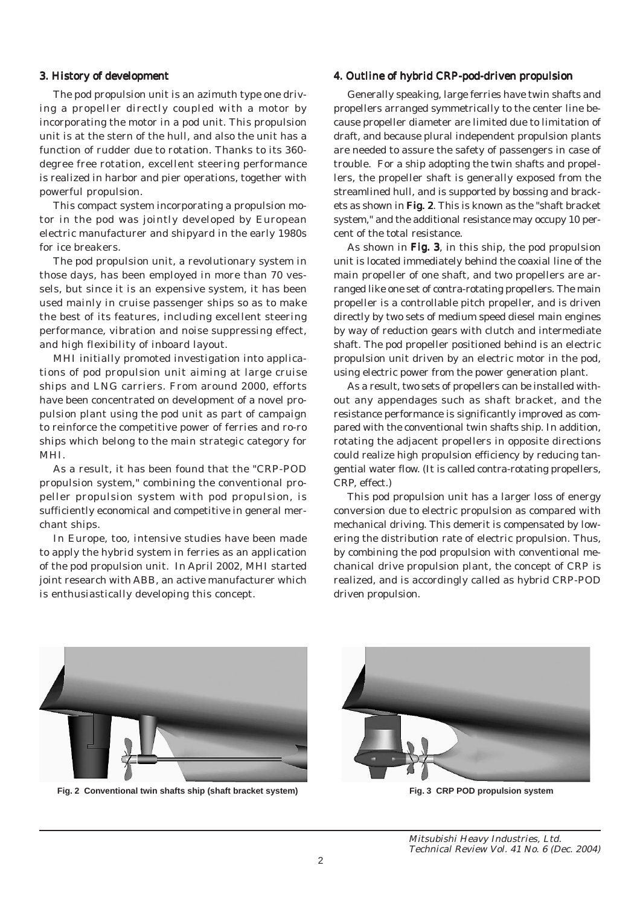## 3. History of development

The pod propulsion unit is an azimuth type one driving a propeller directly coupled with a motor by incorporating the motor in a pod unit. This propulsion unit is at the stern of the hull, and also the unit has a function of rudder due to rotation. Thanks to its 360-degree free rotation, excellent steering performance is realized in harbor and pier operations, together with powerful propulsion.

This compact system incorporating a propulsion motor in the pod was jointly developed by European electric manufacturer and shipyard in the early 1980s for ice breakers.

The pod propulsion unit, a revolutionary system in those days, has been employed in more than 70 vessels, but since it is an expensive system, it has been used mainly in cruise passenger ships so as to make the best of its features, including excellent steering performance, vibration and noise suppressing effect, and high flexibility of inboard layout.

MHI initially promoted investigation into applications of pod propulsion unit aiming at large cruise ships and LNG carriers. From around 2000, efforts have been concentrated on development of a novel propulsion plant using the pod unit as part of campaign to reinforce the competitive power of ferries and ro-ro ships which belong to the main strategic category for MHI.

As a result, it has been found that the "CRP-POD propulsion system," combining the conventional propeller propulsion system with pod propulsion, is sufficiently economical and competitive in general merchant ships.

In Europe, too, intensive studies have been made to apply the hybrid system in ferries as an application of the pod propulsion unit. In April 2002, MHI started joint research with ABB, an active manufacturer which is enthusiastically developing this concept.

## 4. Outline of hybrid CRP-pod-driven propulsion

Generally speaking, large ferries have twin shafts and propellers arranged symmetrically to the center line because propeller diameter are limited due to limitation of draft, and because plural independent propulsion plants are needed to assure the safety of passengers in case of trouble. For a ship adopting the twin shafts and propellers, the propeller shaft is generally exposed from the streamlined hull, and is supported by bossing and brackets as shown in **Fig. 2**. This is known as the "shaft bracket system," and the additional resistance may occupy 10 percent of the total resistance.

As shown in **Fig. 3**, in this ship, the pod propulsion unit is located immediately behind the coaxial line of the main propeller of one shaft, and two propellers are arranged like one set of contra-rotating propellers. The main propeller is a controllable pitch propeller, and is driven directly by two sets of medium speed diesel main engines by way of reduction gears with clutch and intermediate shaft. The pod propeller positioned behind is an electric propulsion unit driven by an electric motor in the pod, using electric power from the power generation plant.

As a result, two sets of propellers can be installed without any appendages such as shaft bracket, and the resistance performance is significantly improved as compared with the conventional twin shafts ship. In addition, rotating the adjacent propellers in opposite directions could realize high propulsion efficiency by reducing tangential water flow. (It is called contra-rotating propellers, CRP, effect.)

This pod propulsion unit has a larger loss of energy conversion due to electric propulsion as compared with mechanical driving. This demerit is compensated by lowering the distribution rate of electric propulsion. Thus, by combining the pod propulsion with conventional mechanical drive propulsion plant, the concept of CRP is realized, and is accordingly called as hybrid CRP-POD driven propulsion.

**Fig. 2 Conventional twin shafts ship (shaft bracket system)**

**Fig. 3 CRP POD propulsion system**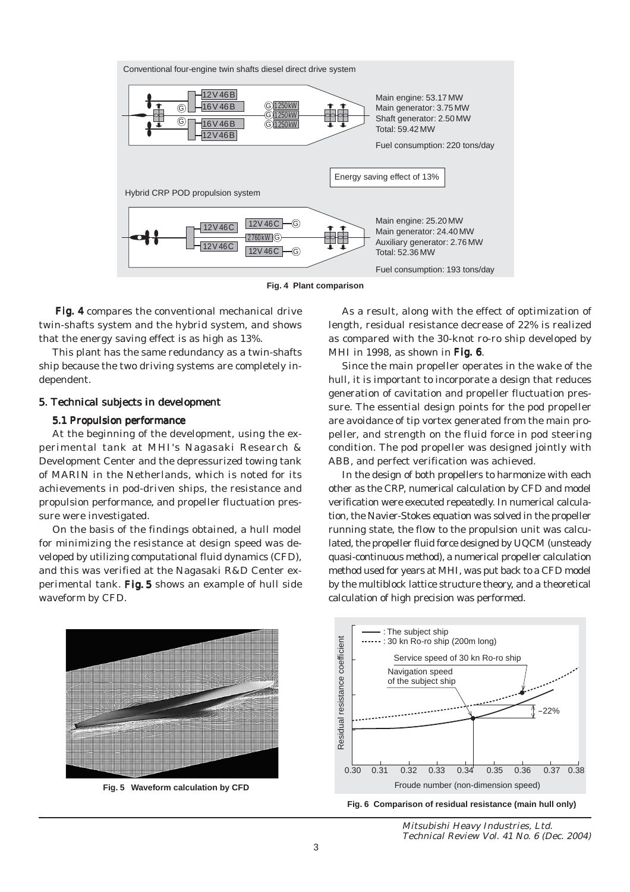**Fig. 4 Plant comparison**

**Fig. 4** compares the conventional mechanical drive twin-shafts system and the hybrid system, and shows that the energy saving effect is as high as 13%.

This plant has the same redundancy as a twin-shafts ship because the two driving systems are completely independent.

## 5. Technical subjects in development

### 5.1 Propulsion performance

At the beginning of the development, using the experimental tank at MHI's Nagasaki Research & Development Center and the depressurized towing tank of MARIN in the Netherlands, which is noted for its achievements in pod-driven ships, the resistance and propulsion performance, and propeller fluctuation pressure were investigated.

On the basis of the findings obtained, a hull model for minimizing the resistance at design speed was developed by utilizing computational fluid dynamics (CFD), and this was verified at the Nagasaki R&D Center experimental tank. **Fig. 5** shows an example of hull side waveform by CFD.

**Fig. 5 Waveform calculation by CFD**

As a result, along with the effect of optimization of length, residual resistance decrease of 22% is realized as compared with the 30-knot ro-ro ship developed by MHI in 1998, as shown in **Fig. 6**.

Since the main propeller operates in the wake of the hull, it is important to incorporate a design that reduces generation of cavitation and propeller fluctuation pressure. The essential design points for the pod propeller are avoidance of tip vortex generated from the main propeller, and strength on the fluid force in pod steering condition. The pod propeller was designed jointly with ABB, and perfect verification was achieved.

In the design of both propellers to harmonize with each other as the CRP, numerical calculation by CFD and model verification were executed repeatedly. In numerical calculation, the Navier-Stokes equation was solved in the propeller running state, the flow to the propulsion unit was calculated, the propeller fluid force designed by UQCM (unsteady quasi-continuous method), a numerical propeller calculation method used for years at MHI, was put back to a CFD model by the multiblock lattice structure theory, and a theoretical calculation of high precision was performed.

**Fig. 6 Comparison of residual resistance (main hull only)**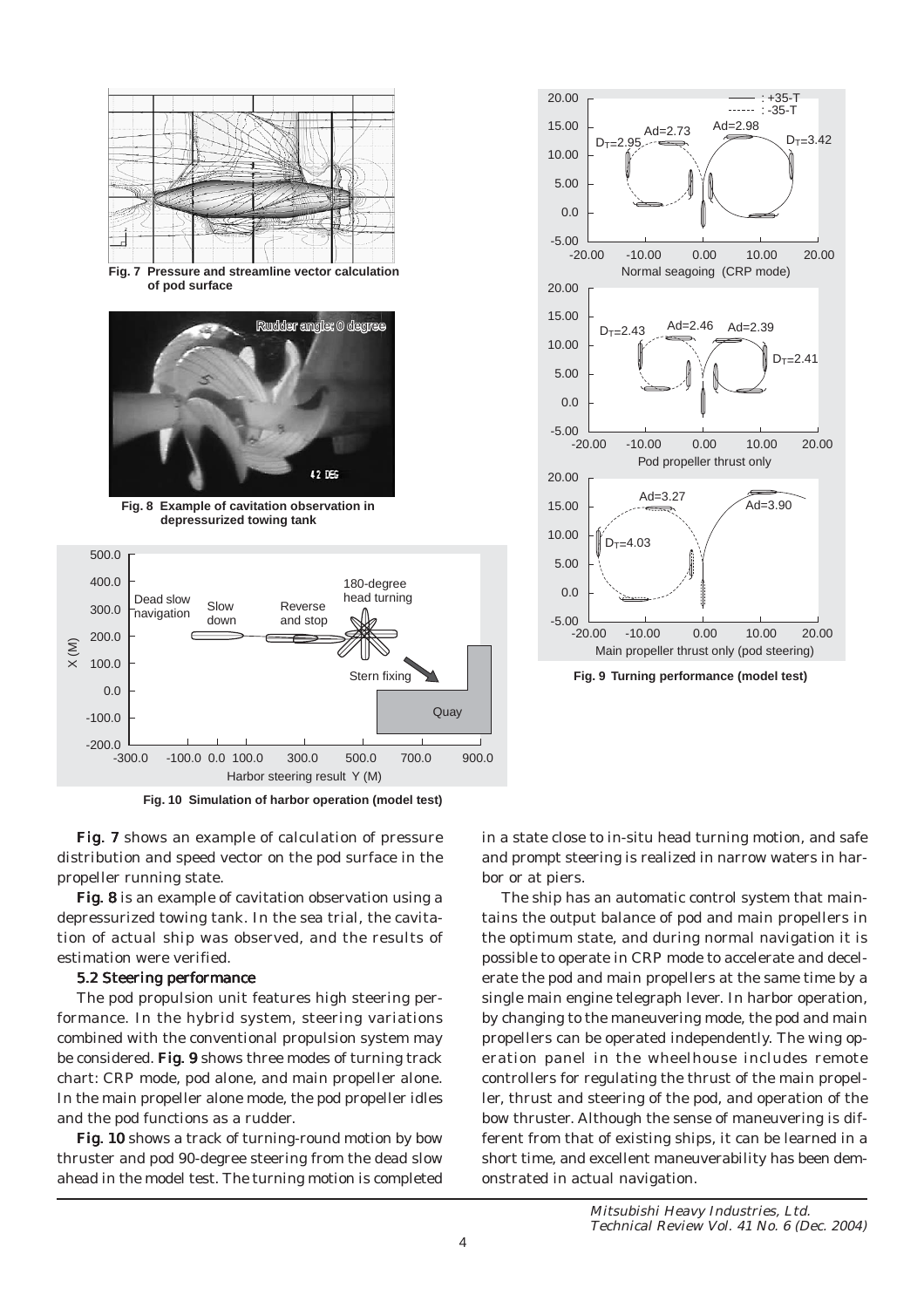**Fig. 7 Pressure and streamline vector calculation of pod surface**

**Fig. 8 Example of cavitation observation in depressurized towing tank**

**Fig. 10 Simulation of harbor operation (model test)**

**Fig. 9 Turning performance (model test)**

**Fig. 7** shows an example of calculation of pressure distribution and speed vector on the pod surface in the propeller running state.

**Fig. 8** is an example of cavitation observation using a depressurized towing tank. In the sea trial, the cavitation of actual ship was observed, and the results of estimation were verified.

### 5.2 Steering performance

The pod propulsion unit features high steering performance. In the hybrid system, steering variations combined with the conventional propulsion system may be considered. **Fig. 9** shows three modes of turning track chart: CRP mode, pod alone, and main propeller alone. In the main propeller alone mode, the pod propeller idles and the pod functions as a rudder.

**Fig. 10** shows a track of turning-round motion by bow thruster and pod 90-degree steering from the dead slow ahead in the model test. The turning motion is completed in a state close to in-situ head turning motion, and safe and prompt steering is realized in narrow waters in harbor or at piers.

The ship has an automatic control system that maintains the output balance of pod and main propellers in the optimum state, and during normal navigation it is possible to operate in CRP mode to accelerate and decelerate the pod and main propellers at the same time by a single main engine telegraph lever. In harbor operation, by changing to the maneuvering mode, the pod and main propellers can be operated independently. The wing operation panel in the wheelhouse includes remote controllers for regulating the thrust of the main propeller, thrust and steering of the pod, and operation of the bow thruster. Although the sense of maneuvering is different from that of existing ships, it can be learned in a short time, and excellent maneuverability has been demonstrated in actual navigation.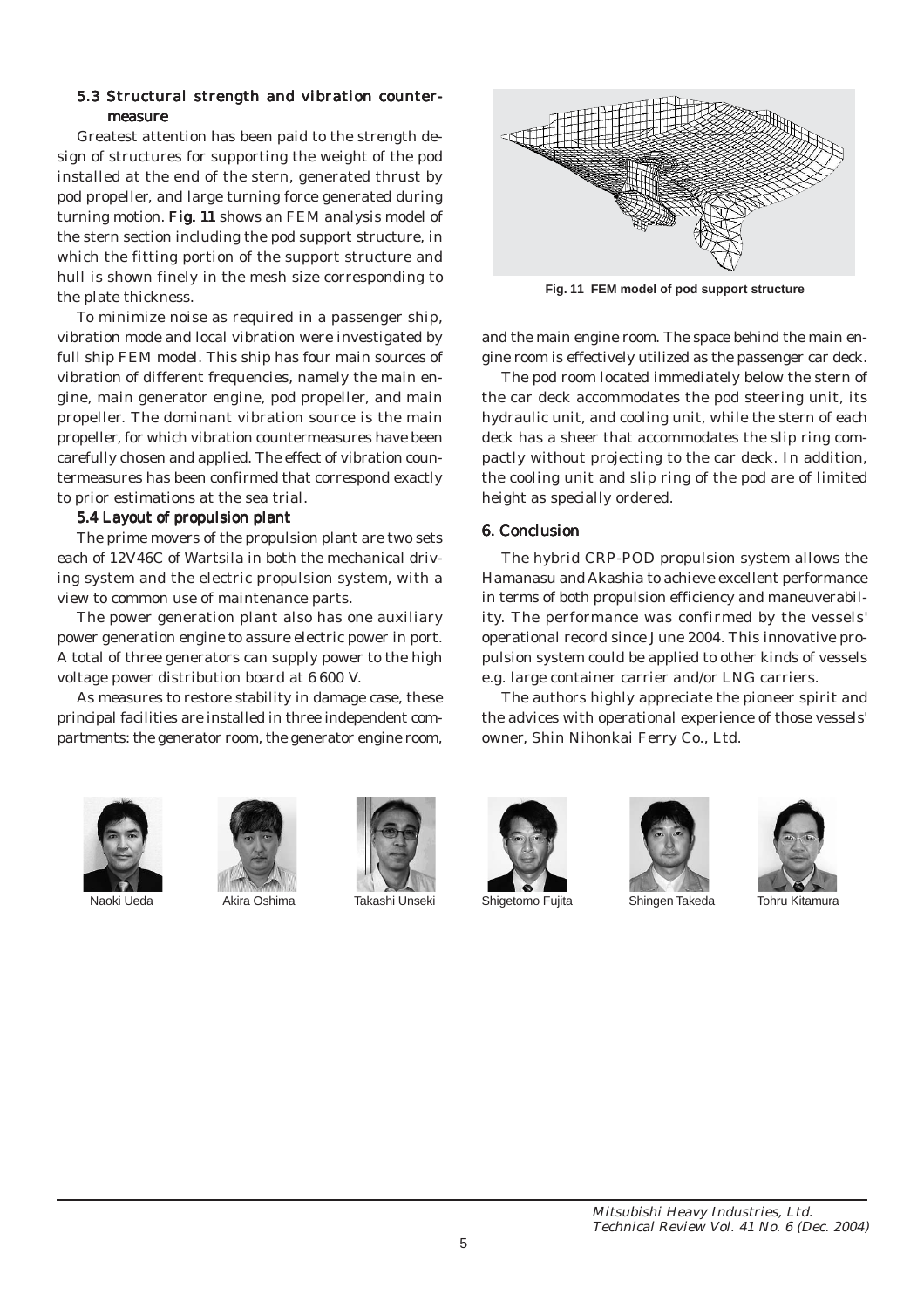### 5.3 Structural strength and vibration countermeasure

Greatest attention has been paid to the strength design of structures for supporting the weight of the pod installed at the end of the stern, generated thrust by pod propeller, and large turning force generated during turning motion. **Fig. 11** shows an FEM analysis model of the stern section including the pod support structure, in which the fitting portion of the support structure and hull is shown finely in the mesh size corresponding to the plate thickness.

To minimize noise as required in a passenger ship, vibration mode and local vibration were investigated by full ship FEM model. This ship has four main sources of vibration of different frequencies, namely the main engine, main generator engine, pod propeller, and main propeller. The dominant vibration source is the main propeller, for which vibration countermeasures have been carefully chosen and applied. The effect of vibration countermeasures has been confirmed that correspond exactly to prior estimations at the sea trial.

### 5.4 Layout of propulsion plant

The prime movers of the propulsion plant are two sets each of 12V46C of Wartsila in both the mechanical driving system and the electric propulsion system, with a view to common use of maintenance parts.

The power generation plant also has one auxiliary power generation engine to assure electric power in port. A total of three generators can supply power to the high voltage power distribution board at 6 600 V.

As measures to restore stability in damage case, these principal facilities are installed in three independent compartments: the generator room, the generator engine room, and the main engine room. The space behind the main engine room is effectively utilized as the passenger car deck.

**Fig. 11 FEM model of pod support structure**

The pod room located immediately below the stern of the car deck accommodates the pod steering unit, its hydraulic unit, and cooling unit, while the stern of each deck has a sheer that accommodates the slip ring compactly without projecting to the car deck. In addition, the cooling unit and slip ring of the pod are of limited height as specially ordered.

## 6. Conclusion

The hybrid CRP-POD propulsion system allows the Hamanasu and Akashia to achieve excellent performance in terms of both propulsion efficiency and maneuverability. The performance was confirmed by the vessels' operational record since June 2004. This innovative propulsion system could be applied to other kinds of vessels e.g. large container carrier and/or LNG carriers.

The authors highly appreciate the pioneer spirit and the advices with operational experience of those vessels' owner, Shin Nihonkai Ferry Co., Ltd.

Naoki Ueda

Akira Oshima

Takashi Unseki

Shigetomo Fujita

Shingen Takeda

Tohru Kitamura